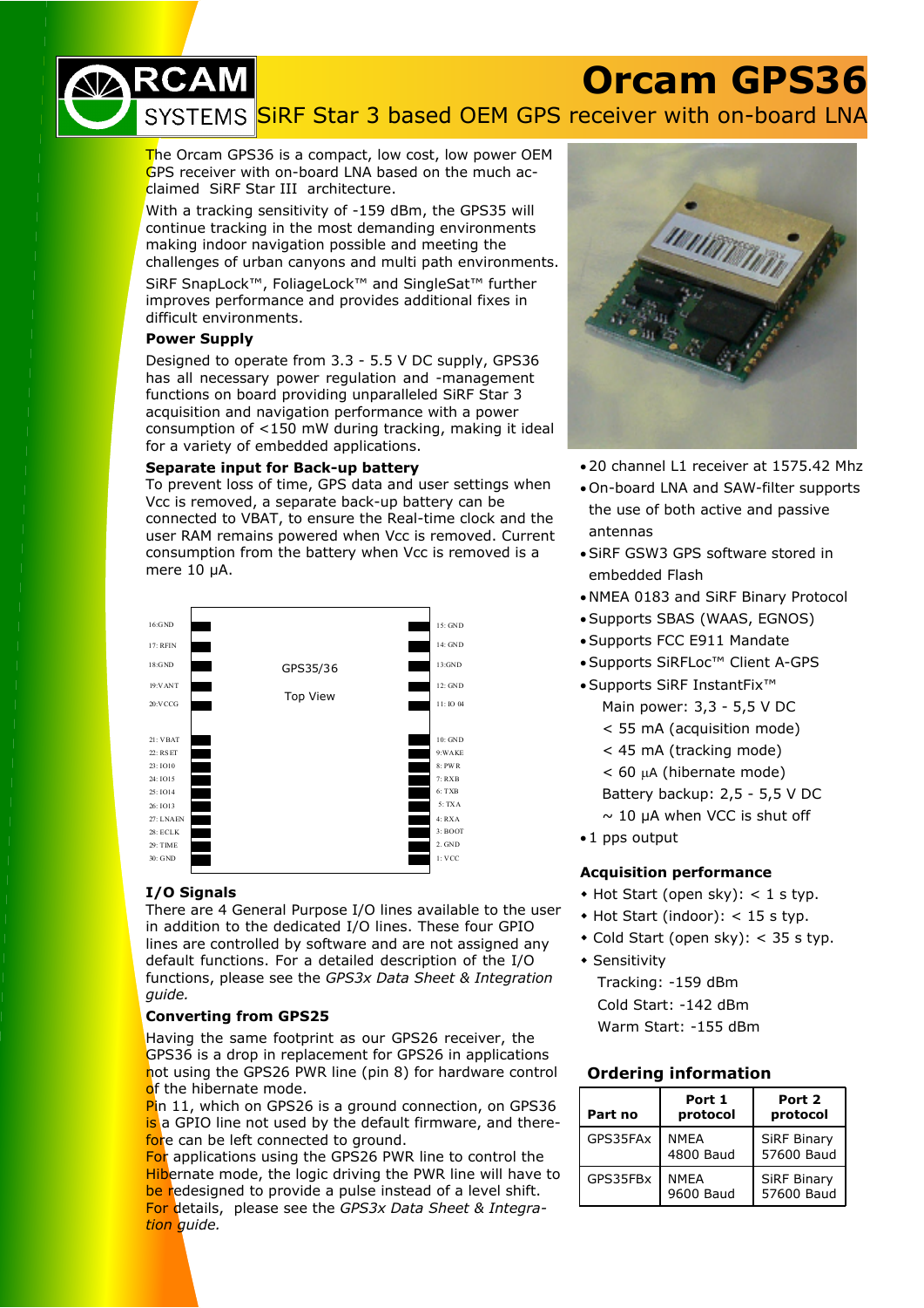# Orcam GPS36

## SiRF Star 3 based OEM GPS receiver with on-board LNA

RCAM SYSTEMS

The Orcam GPS36 is a compact, low cost, low power OEM GPS receiver with on-board LNA based on the much acclaimed SiRF Star III architecture.

With a tracking sensitivity of -159 dBm, the GPS35 will continue tracking in the most demanding environments making indoor navigation possible and meeting the challenges of urban canyons and multi path environments.

SiRF SnapLock™, FoliageLock™ and SingleSat™ further improves performance and provides additional fixes in difficult environments.

### Power Supply

Designed to operate from 3.3 - 5.5 V DC supply, GPS36 has all necessary power regulation and -management functions on board providing unparalleled SiRF Star 3 acquisition and navigation performance with a power consumption of <150 mW during tracking, making it ideal for a variety of embedded applications.

### Separate input for Back-up battery

To prevent loss of time, GPS data and user settings when Vcc is removed, a separate back-up battery can be connected to VBAT, to ensure the Real-time clock and the user RAM remains powered when Vcc is removed. Current consumption from the battery when Vcc is removed is a mere 10 µA.

GPS35/36

Top View

16:GND
17: RFIN
18:GND
19:VANT
20:VCCG
21: VBAT
22: RSET
23: IO10
24: IO15
25: IO14
26: IO13
27: LNAEN
28: ECLK
29: TIME
30: GND

15: GND
14: GND
13:GND
12: GND
11: IO 04
10: GND
9:WAKE
8: PWR
7: RXB
6: TXB
5: TXA
4: RXA
3: BOOT
2. GND
1: VCC

### I/O Signals

There are 4 General Purpose I/O lines available to the user in addition to the dedicated I/O lines. These four GPIO lines are controlled by software and are not assigned any default functions. For a detailed description of the I/O functions, please see the *GPS3x Data Sheet & Integration guide.*

### Converting from GPS25

Having the same footprint as our GPS26 receiver, the GPS36 is a drop in replacement for GPS26 in applications not using the GPS26 PWR line (pin 8) for hardware control of the hibernate mode.

Pin 11, which on GPS26 is a ground connection, on GPS36 is a GPIO line not used by the default firmware, and therefore can be left connected to ground.

For applications using the GPS26 PWR line to control the Hibernate mode, the logic driving the PWR line will have to be redesigned to provide a pulse instead of a level shift. For details, please see the *GPS3x Data Sheet & Integration guide.*

- 20 channel L1 receiver at 1575.42 Mhz
- On-board LNA and SAW-filter supports the use of both active and passive antennas
- SiRF GSW3 GPS software stored in embedded Flash
- NMEA 0183 and SiRF Binary Protocol
- Supports SBAS (WAAS, EGNOS)
- Supports FCC E911 Mandate
- Supports SiRFLoc™ Client A-GPS
- Supports SiRF InstantFix™
  Main power: 3,3 - 5,5 V DC
  < 55 mA (acquisition mode)
  < 45 mA (tracking mode)
  < 60 µA (hibernate mode)
  Battery backup: 2,5 - 5,5 V DC
  ~ 10 µA when VCC is shut off
- 1 pps output

### Acquisition performance

- Hot Start (open sky): < 1 s typ.
- Hot Start (indoor): < 15 s typ.
- Cold Start (open sky): < 35 s typ.
- Sensitivity
  Tracking: -159 dBm
  Cold Start: -142 dBm
  Warm Start: -155 dBm

### Ordering information

| Part no | Port 1 protocol | Port 2 protocol |
|---|---|---|
| GPS35FAx | NMEA 4800 Baud | SiRF Binary 57600 Baud |
| GPS35FBx | NMEA 9600 Baud | SiRF Binary 57600 Baud |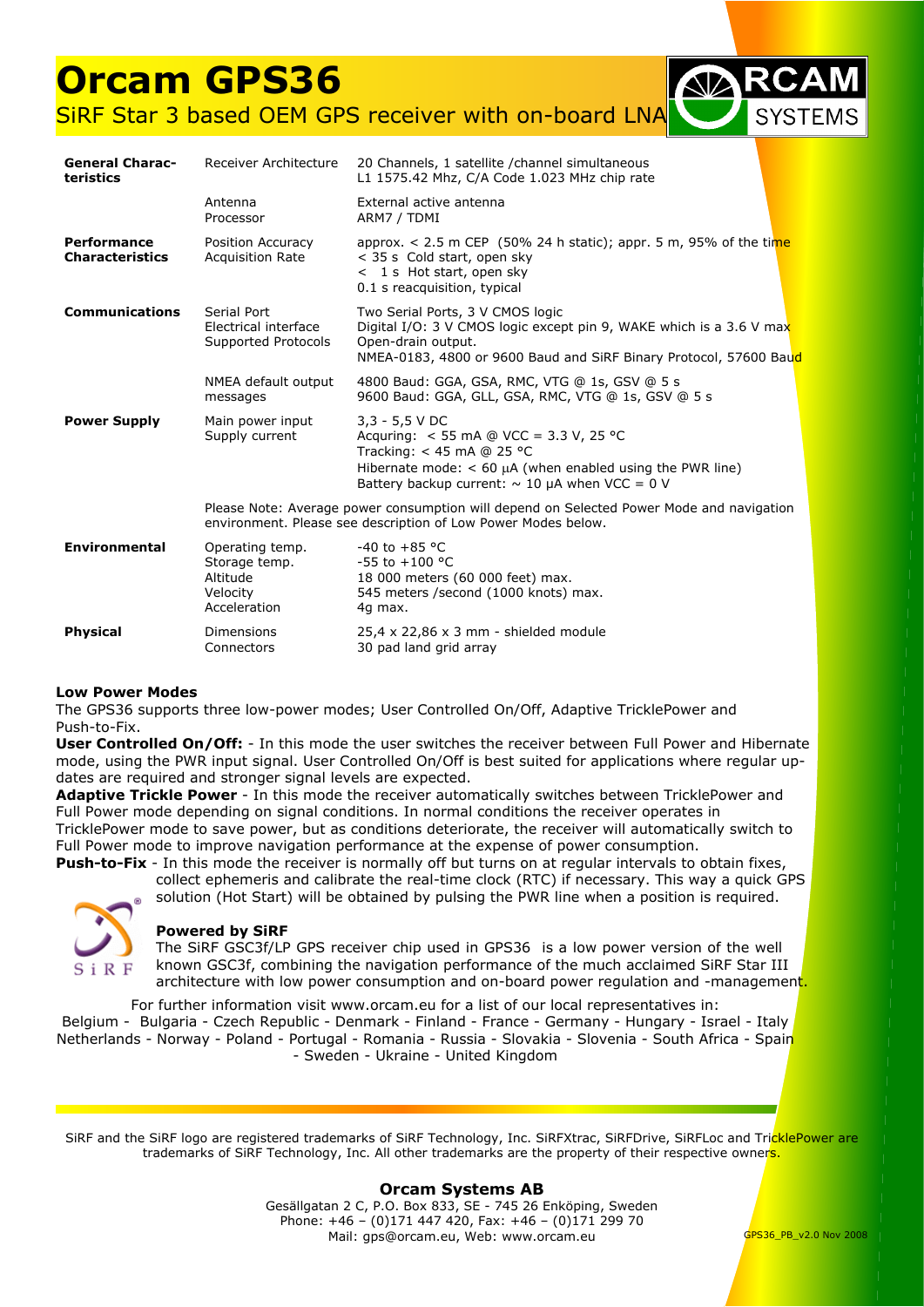# Orcam GPS36

## SiRF Star 3 based OEM GPS receiver with on-board LNA

| | | |
|---|---|---|
| **General Characteristics** | Receiver Architecture | 20 Channels, 1 satellite /channel simultaneous<br>L1 1575.42 Mhz, C/A Code 1.023 MHz chip rate |
| | Antenna<br>Processor | External active antenna<br>ARM7 / TDMI |
| **Performance Characteristics** | Position Accuracy<br>Acquisition Rate | approx. < 2.5 m CEP (50% 24 h static); appr. 5 m, 95% of the time<br>< 35 s Cold start, open sky<br>< 1 s Hot start, open sky<br>0.1 s reacquisition, typical |
| **Communications** | Serial Port<br>Electrical interface<br>Supported Protocols | Two Serial Ports, 3 V CMOS logic<br>Digital I/O: 3 V CMOS logic except pin 9, WAKE which is a 3.6 V max Open-drain output.<br>NMEA-0183, 4800 or 9600 Baud and SiRF Binary Protocol, 57600 Baud |
| | NMEA default output messages | 4800 Baud: GGA, GSA, RMC, VTG @ 1s, GSV @ 5 s<br>9600 Baud: GGA, GLL, GSA, RMC, VTG @ 1s, GSV @ 5 s |
| **Power Supply** | Main power input<br>Supply current | 3,3 - 5,5 V DC<br>Acquring: < 55 mA @ VCC = 3.3 V, 25 °C<br>Tracking: < 45 mA @ 25 °C<br>Hibernate mode: < 60 µA (when enabled using the PWR line)<br>Battery backup current: ~ 10 µA when VCC = 0 V |
| | Please Note: Average power consumption will depend on Selected Power Mode and navigation environment. Please see description of Low Power Modes below. | |
| **Environmental** | Operating temp.<br>Storage temp.<br>Altitude<br>Velocity<br>Acceleration | -40 to +85 °C<br>-55 to +100 °C<br>18 000 meters (60 000 feet) max.<br>545 meters /second (1000 knots) max.<br>4g max. |
| **Physical** | Dimensions<br>Connectors | 25,4 x 22,86 x 3 mm - shielded module<br>30 pad land grid array |

**Low Power Modes**

The GPS36 supports three low-power modes; User Controlled On/Off, Adaptive TricklePower and Push-to-Fix.

**User Controlled On/Off:** - In this mode the user switches the receiver between Full Power and Hibernate mode, using the PWR input signal. User Controlled On/Off is best suited for applications where regular updates are required and stronger signal levels are expected.

**Adaptive Trickle Power** - In this mode the receiver automatically switches between TricklePower and Full Power mode depending on signal conditions. In normal conditions the receiver operates in TricklePower mode to save power, but as conditions deteriorate, the receiver will automatically switch to Full Power mode to improve navigation performance at the expense of power consumption.

**Push-to-Fix** - In this mode the receiver is normally off but turns on at regular intervals to obtain fixes, collect ephemeris and calibrate the real-time clock (RTC) if necessary. This way a quick GPS solution (Hot Start) will be obtained by pulsing the PWR line when a position is required.

**Powered by SiRF**

The SiRF GSC3f/LP GPS receiver chip used in GPS36 is a low power version of the well known GSC3f, combining the navigation performance of the much acclaimed SiRF Star III architecture with low power consumption and on-board power regulation and -management.

For further information visit www.orcam.eu for a list of our local representatives in:
Belgium - Bulgaria - Czech Republic - Denmark - Finland - France - Germany - Hungary - Israel - Italy Netherlands - Norway - Poland - Portugal - Romania - Russia - Slovakia - Slovenia - South Africa - Spain - Sweden - Ukraine - United Kingdom

SiRF and the SiRF logo are registered trademarks of SiRF Technology, Inc. SiRFXtrac, SiRFDrive, SiRFLoc and TricklePower are trademarks of SiRF Technology, Inc. All other trademarks are the property of their respective owners.

**Orcam Systems AB**
Gesällgatan 2 C, P.O. Box 833, SE - 745 26 Enköping, Sweden
Phone: +46 – (0)171 447 420, Fax: +46 – (0)171 299 70
Mail: gps@orcam.eu, Web: www.orcam.eu

GPS36_PB_v2.0 Nov 2008